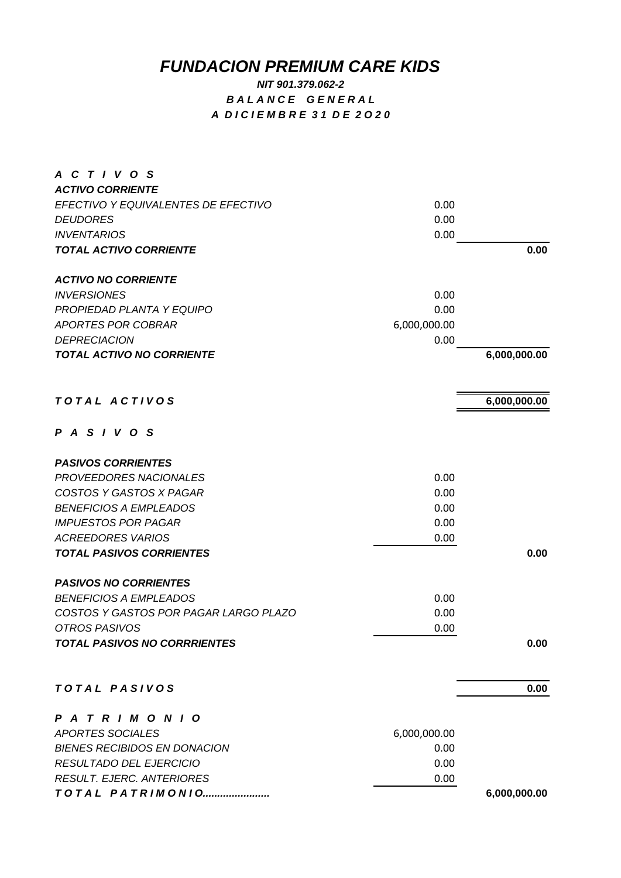# *FUNDACION PREMIUM CARE KIDS*

***NIT 901.379.062-2***

***B A L A N C E   G E N E R A L***

***A D I C I E M B R E 3 1 D E 2 O 2 0***

| | | |
|---|---|---|
| ***A C T I V O S*** | | |
| ***ACTIVO CORRIENTE*** | | |
| *EFECTIVO Y EQUIVALENTES DE EFECTIVO* | 0.00 | |
| *DEUDORES* | 0.00 | |
| *INVENTARIOS* | 0.00 | |
| ***TOTAL ACTIVO CORRIENTE*** | | **0.00** |
| | | |
| ***ACTIVO NO CORRIENTE*** | | |
| *INVERSIONES* | 0.00 | |
| *PROPIEDAD PLANTA Y EQUIPO* | 0.00 | |
| *APORTES POR COBRAR* | 6,000,000.00 | |
| *DEPRECIACION* | 0.00 | |
| ***TOTAL ACTIVO NO CORRIENTE*** | | **6,000,000.00** |
| | | |
| ***T O T A L   A C T I V O S*** | | **6,000,000.00** |
| | | |
| ***P A S I V O S*** | | |
| | | |
| ***PASIVOS CORRIENTES*** | | |
| *PROVEEDORES NACIONALES* | 0.00 | |
| *COSTOS Y GASTOS X PAGAR* | 0.00 | |
| *BENEFICIOS A EMPLEADOS* | 0.00 | |
| *IMPUESTOS POR PAGAR* | 0.00 | |
| *ACREEDORES VARIOS* | 0.00 | |
| ***TOTAL PASIVOS CORRIENTES*** | | **0.00** |
| | | |
| ***PASIVOS NO CORRIENTES*** | | |
| *BENEFICIOS A EMPLEADOS* | 0.00 | |
| *COSTOS Y GASTOS POR PAGAR LARGO PLAZO* | 0.00 | |
| *OTROS PASIVOS* | 0.00 | |
| ***TOTAL PASIVOS NO CORRRIENTES*** | | **0.00** |
| | | |
| ***T O T A L   P A S I V O S*** | | **0.00** |
| | | |
| ***P A T R I M O N I O*** | | |
| *APORTES SOCIALES* | 6,000,000.00 | |
| *BIENES RECIBIDOS EN DONACION* | 0.00 | |
| *RESULTADO DEL EJERCICIO* | 0.00 | |
| *RESULT. EJERC. ANTERIORES* | 0.00 | |
| ***T O T A L   P A T R I M O N I O.......................*** | | **6,000,000.00** |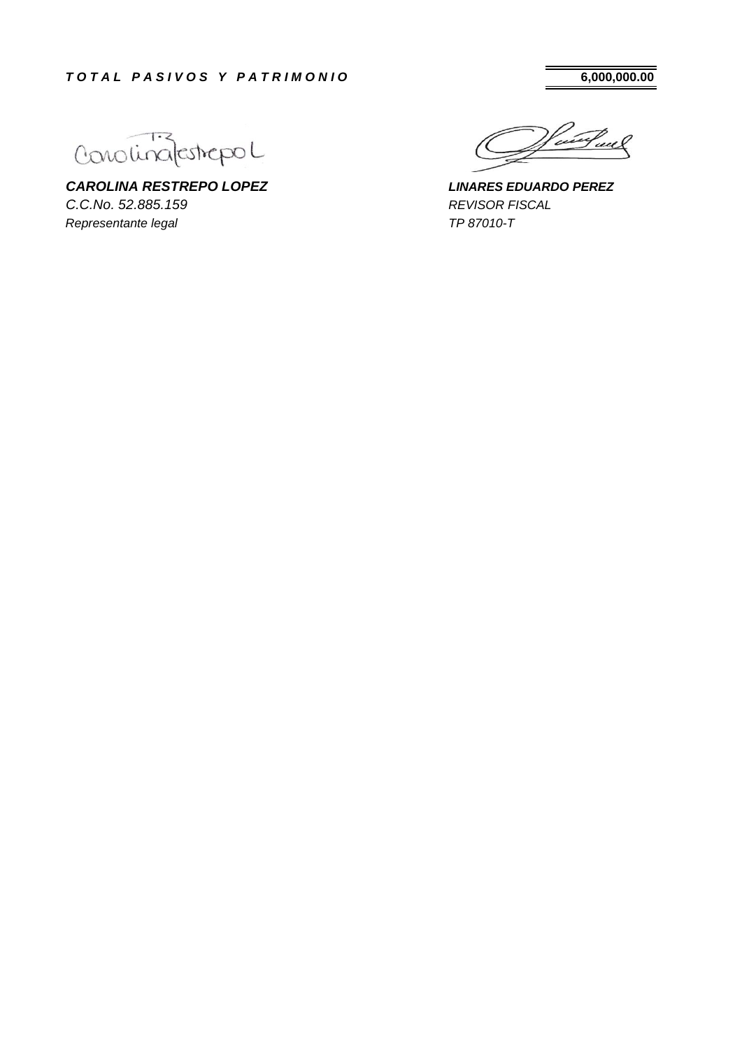| ***T O T A L   P A S I V O S   Y   P A T R I M O N I O*** | **6,000,000.00** |
|---|---|

| | |
|---|---|
| ***CAROLINA RESTREPO LOPEZ*** | ***LINARES EDUARDO PEREZ*** |
| *C.C.No. 52.885.159* | *REVISOR FISCAL* |
| *Representante legal* | *TP 87010-T* |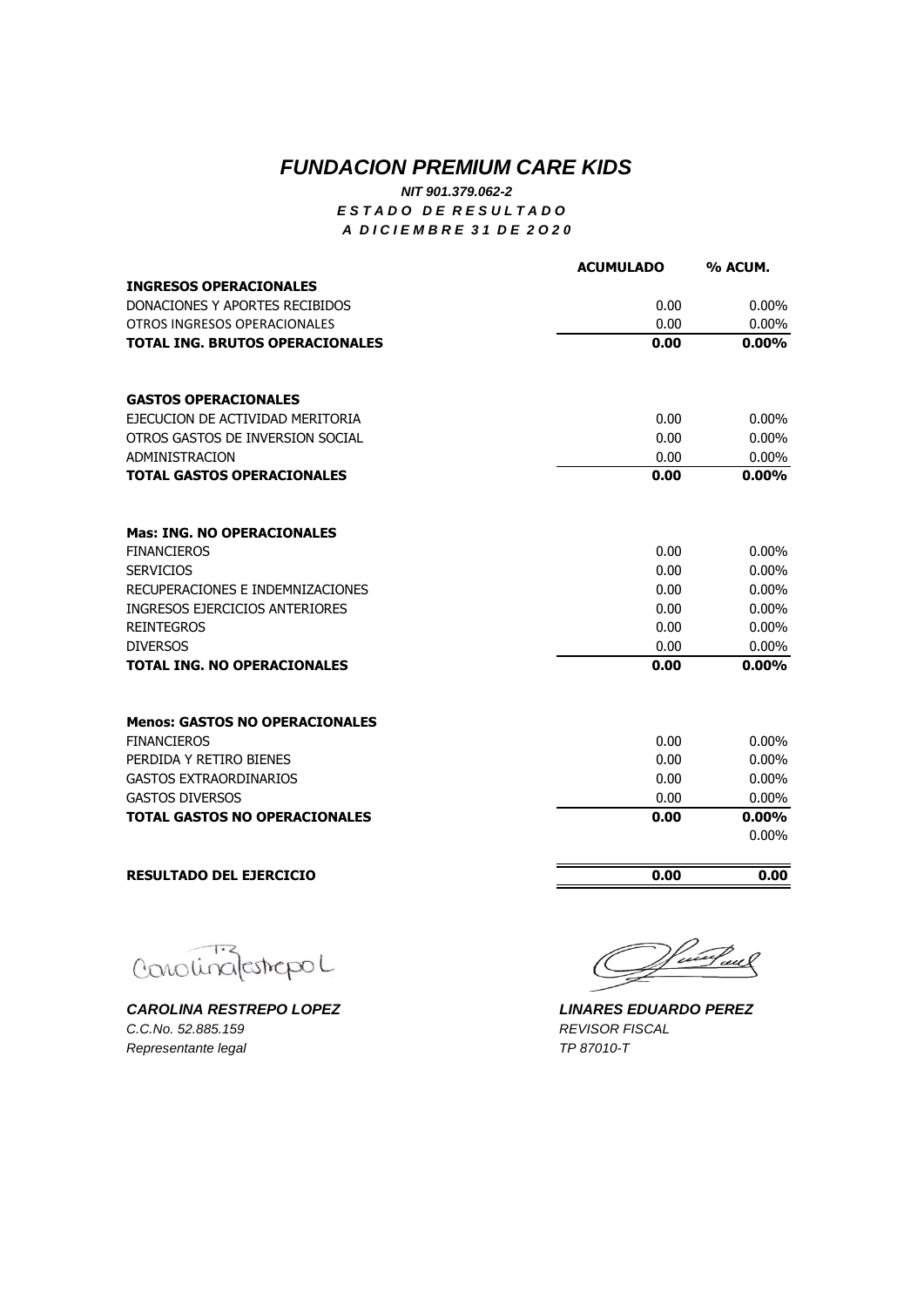# *FUNDACION PREMIUM CARE KIDS*

***NIT 901.379.062-2***

***E S T A D O   D E   R E S U L T A D O***

***A   D I C I E M B R E   3 1   D E   2 O 2 0***

| | ACUMULADO | % ACUM. |
|---|---|---|
| **INGRESOS OPERACIONALES** | | |
| DONACIONES Y APORTES RECIBIDOS | 0.00 | 0.00% |
| OTROS INGRESOS OPERACIONALES | 0.00 | 0.00% |
| **TOTAL ING. BRUTOS OPERACIONALES** | **0.00** | **0.00%** |
| | | |
| **GASTOS OPERACIONALES** | | |
| EJECUCION DE ACTIVIDAD MERITORIA | 0.00 | 0.00% |
| OTROS GASTOS DE INVERSION SOCIAL | 0.00 | 0.00% |
| ADMINISTRACION | 0.00 | 0.00% |
| **TOTAL GASTOS OPERACIONALES** | **0.00** | **0.00%** |
| | | |
| **Mas: ING. NO OPERACIONALES** | | |
| FINANCIEROS | 0.00 | 0.00% |
| SERVICIOS | 0.00 | 0.00% |
| RECUPERACIONES E INDEMNIZACIONES | 0.00 | 0.00% |
| INGRESOS EJERCICIOS ANTERIORES | 0.00 | 0.00% |
| REINTEGROS | 0.00 | 0.00% |
| DIVERSOS | 0.00 | 0.00% |
| **TOTAL ING. NO OPERACIONALES** | **0.00** | **0.00%** |
| | | |
| **Menos: GASTOS NO OPERACIONALES** | | |
| FINANCIEROS | 0.00 | 0.00% |
| PERDIDA Y RETIRO BIENES | 0.00 | 0.00% |
| GASTOS EXTRAORDINARIOS | 0.00 | 0.00% |
| GASTOS DIVERSOS | 0.00 | 0.00% |
| **TOTAL GASTOS NO OPERACIONALES** | **0.00** | **0.00%** |
| | | 0.00% |
| | | |
| **RESULTADO DEL EJERCICIO** | **0.00** | **0.00** |

Carolina Restrepo L

***CAROLINA RESTREPO LOPEZ***
*C.C.No. 52.885.159*
*Representante legal*

***LINARES EDUARDO PEREZ***
*REVISOR FISCAL*
*TP 87010-T*